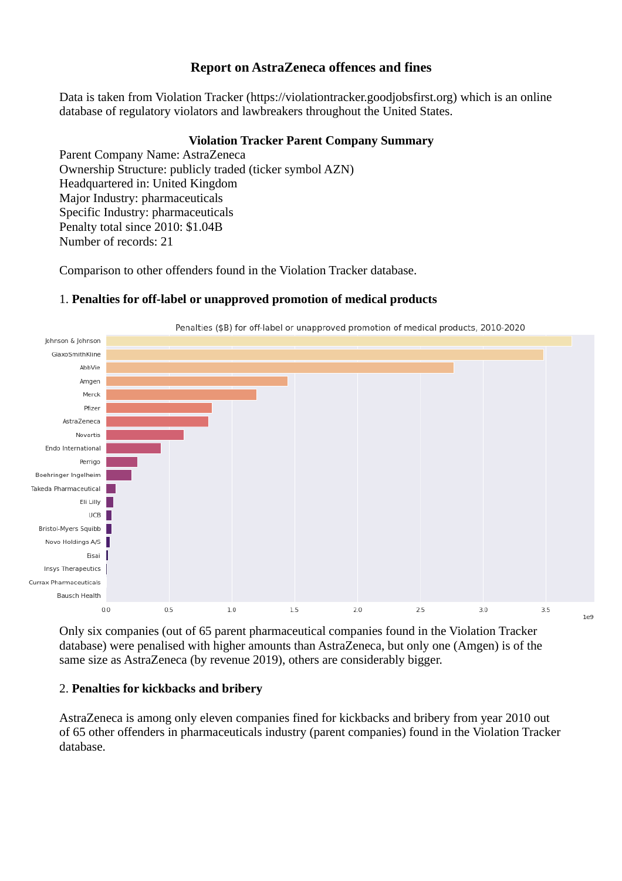# Report on AstraZeneca offences and fines

Data is taken from Violation Tracker (https://violationtracker.goodjobsfirst.org) which is an online database of regulatory violators and lawbreakers throughout the United States.

### Violation Tracker Parent Company Summary

Parent Company Name: AstraZeneca
Ownership Structure: publicly traded (ticker symbol AZN)
Headquartered in: United Kingdom
Major Industry: pharmaceuticals
Specific Industry: pharmaceuticals
Penalty total since 2010: $1.04B
Number of records: 21

Comparison to other offenders found in the Violation Tracker database.

## 1. **Penalties for off-label or unapproved promotion of medical products**

Penalties ($B) for off-label or unapproved promotion of medical products, 2010-2020

Johnson & Johnson
GlaxoSmithKline
AbbVie
Amgen
Merck
Pfizer
AstraZeneca
Novartis
Endo International
Perrigo
Boehringer Ingelheim
Takeda Pharmaceutical
Eli Lilly
UCB
Bristol-Myers Squibb
Novo Holdings A/S
Eisai
Insys Therapeutics
Currax Pharmaceuticals
Bausch Health

0.0 0.5 1.0 1.5 2.0 2.5 3.0 3.5
1e9

Only six companies (out of 65 parent pharmaceutical companies found in the Violation Tracker database) were penalised with higher amounts than AstraZeneca, but only one (Amgen) is of the same size as AstraZeneca (by revenue 2019), others are considerably bigger.

## 2. **Penalties for kickbacks and bribery**

AstraZeneca is among only eleven companies fined for kickbacks and bribery from year 2010 out of 65 other offenders in pharmaceuticals industry (parent companies) found in the Violation Tracker database.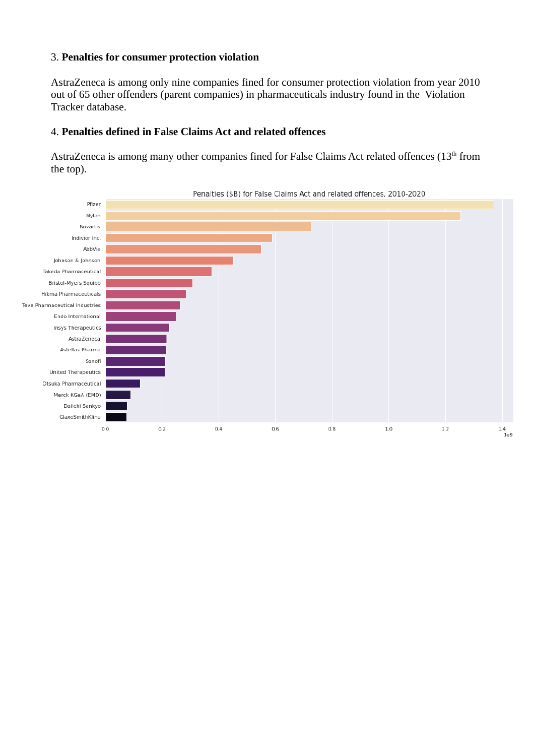3. **Penalties for consumer protection violation**

AstraZeneca is among only nine companies fined for consumer protection violation from year 2010 out of 65 other offenders (parent companies) in pharmaceuticals industry found in the Violation Tracker database.

4. **Penalties defined in False Claims Act and related offences**

AstraZeneca is among many other companies fined for False Claims Act related offences (13th from the top).

Penalties ($B) for False Claims Act and related offences, 2010-2020

Pfizer
Mylan
Novartis
Indivior Inc.
AbbVie
Johnson & Johnson
Takeda Pharmaceutical
Bristol-Myers Squibb
Hikma Pharmaceuticals
Teva Pharmaceutical Industries
Endo International
Insys Therapeutics
AstraZeneca
Astellas Pharma
Sanofi
United Therapeutics
Otsuka Pharmaceutical
Merck KGaA (EMD)
Daiichi Sankyo
GlaxoSmithKline

0.0 0.2 0.4 0.6 0.8 1.0 1.2 1.4
1e9